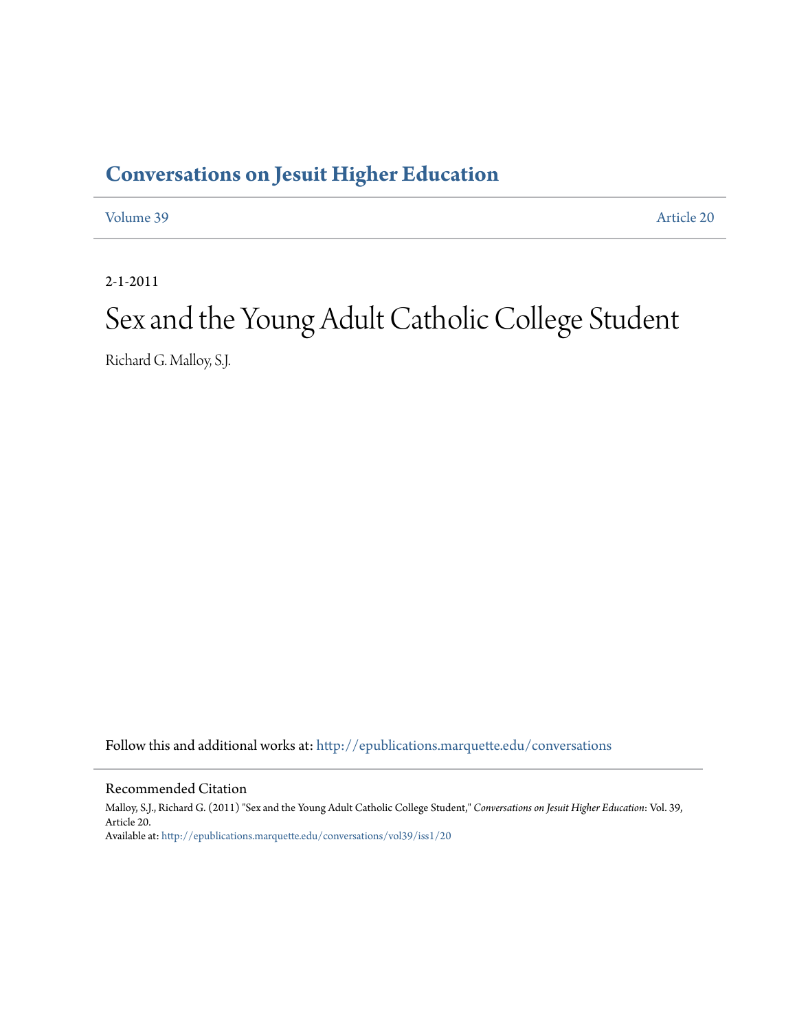# Conversations on Jesuit Higher Education

Volume 39 Article 20

2-1-2011

# Sex and the Young Adult Catholic College Student

Richard G. Malloy, S.J.

Follow this and additional works at: http://epublications.marquette.edu/conversations

## Recommended Citation

Malloy, S.J., Richard G. (2011) "Sex and the Young Adult Catholic College Student," *Conversations on Jesuit Higher Education*: Vol. 39, Article 20.
Available at: http://epublications.marquette.edu/conversations/vol39/iss1/20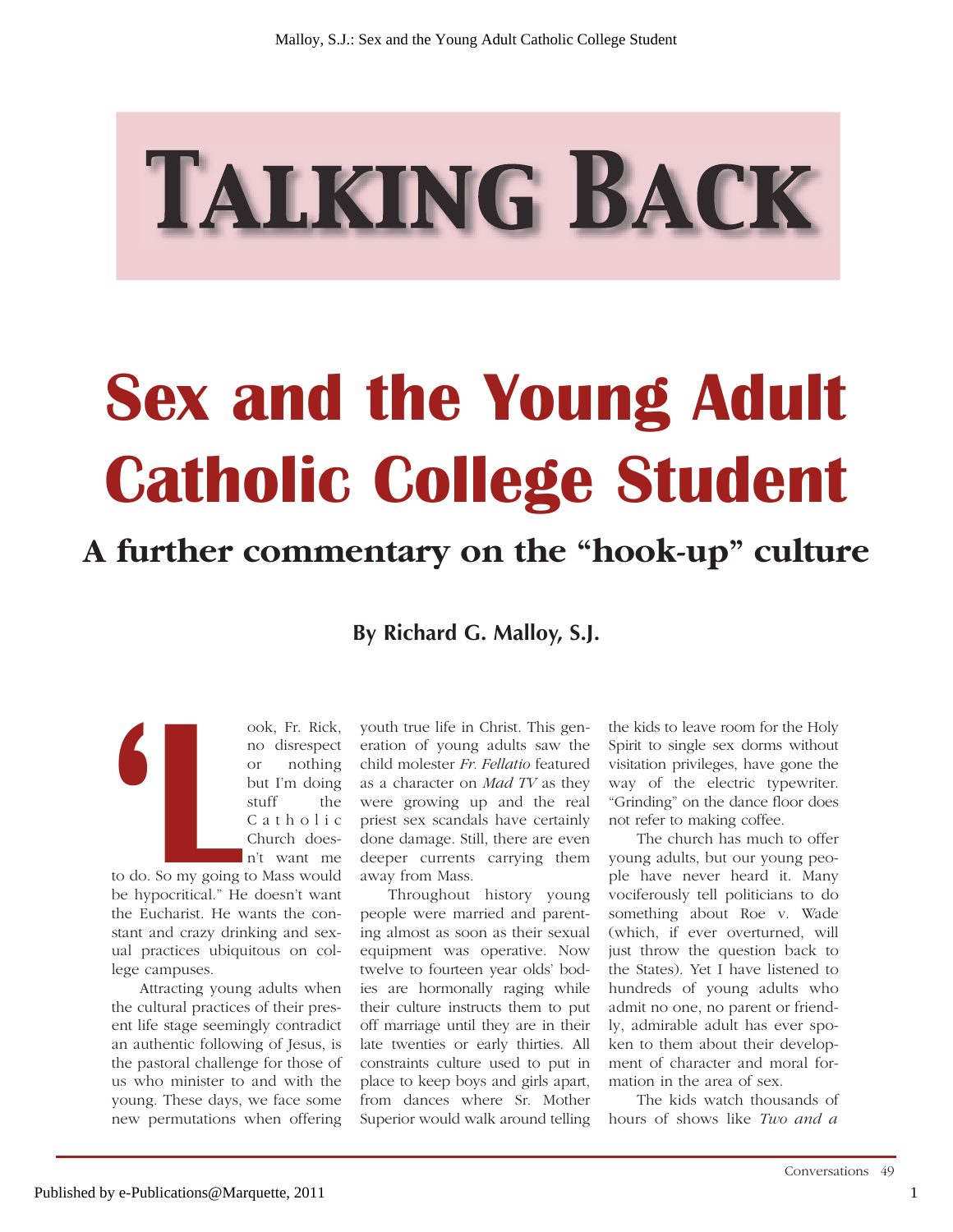# Talking Back

# Sex and the Young Adult Catholic College Student

## A further commentary on the "hook-up" culture

**By Richard G. Malloy, S.J.**

'Look, Fr. Rick, no disrespect or nothing but I'm doing stuff the Catholic Church doesn't want me to do. So my going to Mass would be hypocritical." He doesn't want the Eucharist. He wants the constant and crazy drinking and sexual practices ubiquitous on college campuses.

Attracting young adults when the cultural practices of their present life stage seemingly contradict an authentic following of Jesus, is the pastoral challenge for those of us who minister to and with the young. These days, we face some new permutations when offering youth true life in Christ. This generation of young adults saw the child molester *Fr. Fellatio* featured as a character on *Mad TV* as they were growing up and the real priest sex scandals have certainly done damage. Still, there are even deeper currents carrying them away from Mass.

Throughout history young people were married and parenting almost as soon as their sexual equipment was operative. Now twelve to fourteen year olds' bodies are hormonally raging while their culture instructs them to put off marriage until they are in their late twenties or early thirties. All constraints culture used to put in place to keep boys and girls apart, from dances where Sr. Mother Superior would walk around telling the kids to leave room for the Holy Spirit to single sex dorms without visitation privileges, have gone the way of the electric typewriter. "Grinding" on the dance floor does not refer to making coffee.

The church has much to offer young adults, but our young people have never heard it. Many vociferously tell politicians to do something about Roe v. Wade (which, if ever overturned, will just throw the question back to the States). Yet I have listened to hundreds of young adults who admit no one, no parent or friendly, admirable adult has ever spoken to them about their development of character and moral formation in the area of sex.

The kids watch thousands of hours of shows like *Two and a*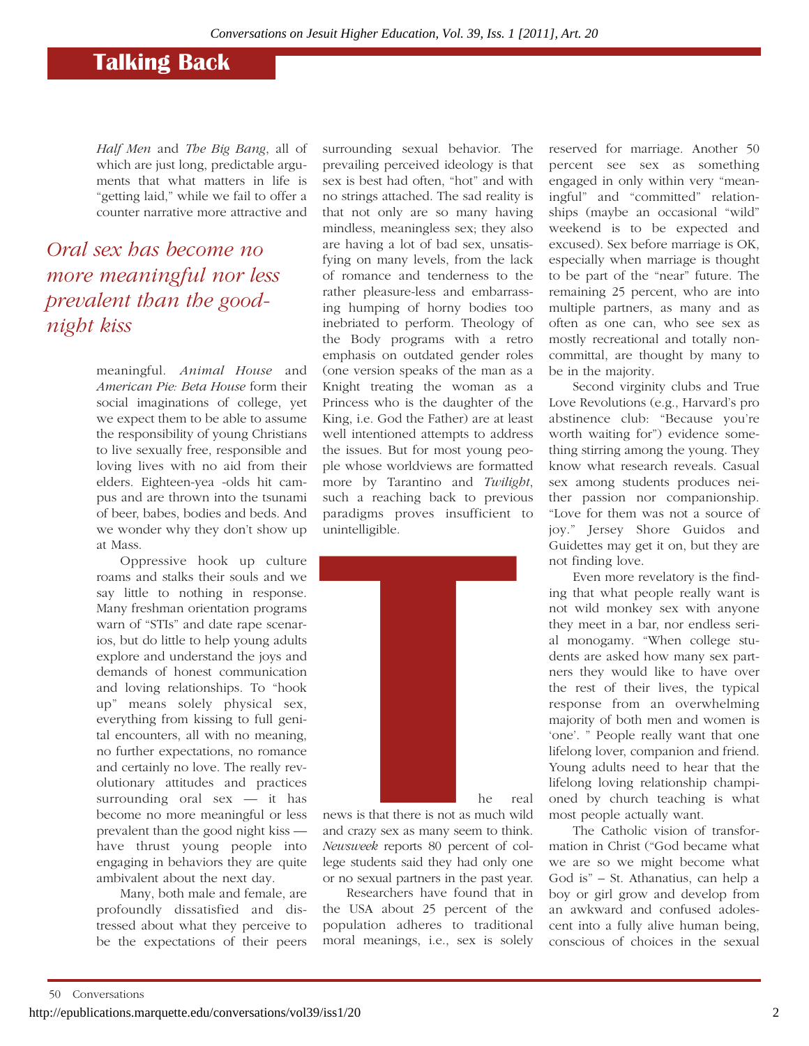*Half Men* and *The Big Bang*, all of which are just long, predictable arguments that what matters in life is "getting laid," while we fail to offer a counter narrative more attractive and meaningful. *Animal House* and *American Pie: Beta House* form their social imaginations of college, yet we expect them to be able to assume the responsibility of young Christians to live sexually free, responsible and loving lives with no aid from their elders. Eighteen-yea -olds hit campus and are thrown into the tsunami of beer, babes, bodies and beds. And we wonder why they don't show up at Mass.

*Oral sex has become no more meaningful nor less prevalent than the good-night kiss*

Oppressive hook up culture roams and stalks their souls and we say little to nothing in response. Many freshman orientation programs warn of "STIs" and date rape scenarios, but do little to help young adults explore and understand the joys and demands of honest communication and loving relationships. To "hook up" means solely physical sex, everything from kissing to full genital encounters, all with no meaning, no further expectations, no romance and certainly no love. The really revolutionary attitudes and practices surrounding oral sex — it has become no more meaningful or less prevalent than the good night kiss — have thrust young people into engaging in behaviors they are quite ambivalent about the next day.

Many, both male and female, are profoundly dissatisfied and distressed about what they perceive to be the expectations of their peers surrounding sexual behavior. The prevailing perceived ideology is that sex is best had often, "hot" and with no strings attached. The sad reality is that not only are so many having mindless, meaningless sex; they also are having a lot of bad sex, unsatisfying on many levels, from the lack of romance and tenderness to the rather pleasure-less and embarrassing humping of horny bodies too inebriated to perform. Theology of the Body programs with a retro emphasis on outdated gender roles (one version speaks of the man as a Knight treating the woman as a Princess who is the daughter of the King, i.e. God the Father) are at least well intentioned attempts to address the issues. But for most young people whose worldviews are formatted more by Tarantino and *Twilight*, such a reaching back to previous paradigms proves insufficient to unintelligible.

The real news is that there is not as much wild and crazy sex as many seem to think. *Newsweek* reports 80 percent of college students said they had only one or no sexual partners in the past year.

Researchers have found that in the USA about 25 percent of the population adheres to traditional moral meanings, i.e., sex is solely reserved for marriage. Another 50 percent see sex as something engaged in only within very "meaningful" and "committed" relationships (maybe an occasional "wild" weekend is to be expected and excused). Sex before marriage is OK, especially when marriage is thought to be part of the "near" future. The remaining 25 percent, who are into multiple partners, as many and as often as one can, who see sex as mostly recreational and totally noncommittal, are thought by many to be in the majority.

Second virginity clubs and True Love Revolutions (e.g., Harvard's pro abstinence club: "Because you're worth waiting for") evidence something stirring among the young. They know what research reveals. Casual sex among students produces neither passion nor companionship. "Love for them was not a source of joy." Jersey Shore Guidos and Guidettes may get it on, but they are not finding love.

Even more revelatory is the finding that what people really want is not wild monkey sex with anyone they meet in a bar, nor endless serial monogamy. "When college students are asked how many sex partners they would like to have over the rest of their lives, the typical response from an overwhelming majority of both men and women is 'one'. " People really want that one lifelong lover, companion and friend. Young adults need to hear that the lifelong loving relationship championed by church teaching is what most people actually want.

The Catholic vision of transformation in Christ ("God became what we are so we might become what God is" – St. Athanatius, can help a boy or girl grow and develop from an awkward and confused adolescent into a fully alive human being, conscious of choices in the sexual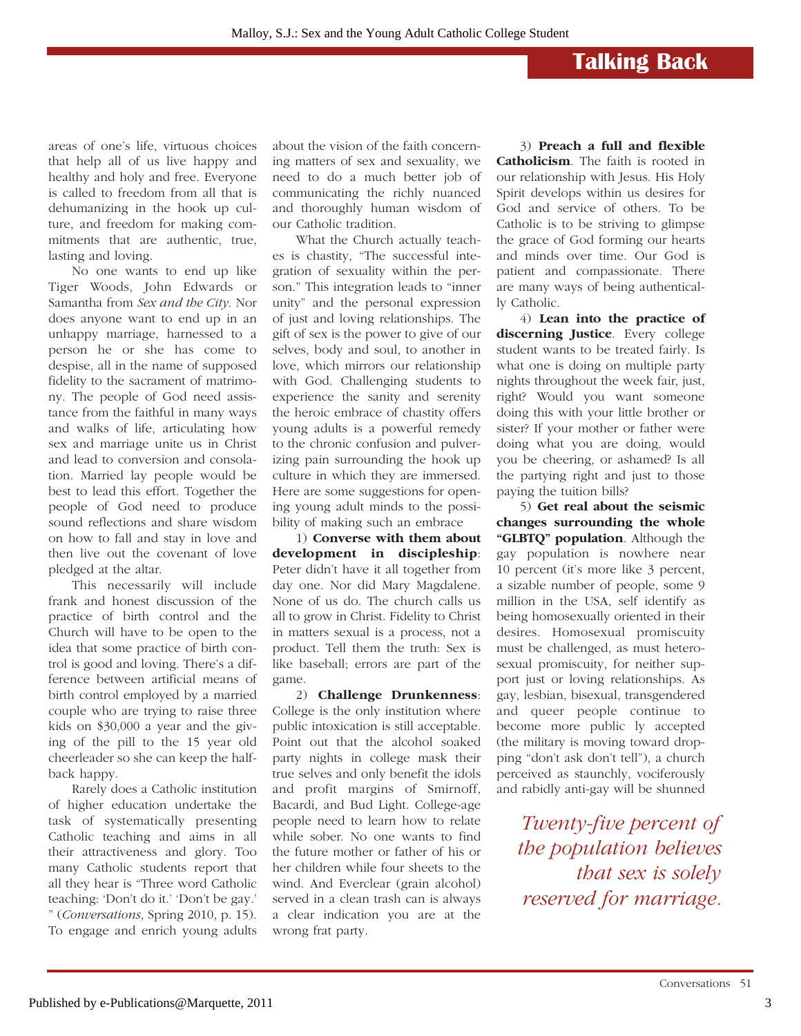## Talking Back

areas of one's life, virtuous choices that help all of us live happy and healthy and holy and free. Everyone is called to freedom from all that is dehumanizing in the hook up culture, and freedom for making commitments that are authentic, true, lasting and loving.

No one wants to end up like Tiger Woods, John Edwards or Samantha from *Sex and the City*. Nor does anyone want to end up in an unhappy marriage, harnessed to a person he or she has come to despise, all in the name of supposed fidelity to the sacrament of matrimony. The people of God need assistance from the faithful in many ways and walks of life, articulating how sex and marriage unite us in Christ and lead to conversion and consolation. Married lay people would be best to lead this effort. Together the people of God need to produce sound reflections and share wisdom on how to fall and stay in love and then live out the covenant of love pledged at the altar.

This necessarily will include frank and honest discussion of the practice of birth control and the Church will have to be open to the idea that some practice of birth control is good and loving. There's a difference between artificial means of birth control employed by a married couple who are trying to raise three kids on $30,000 a year and the giving of the pill to the 15 year old cheerleader so she can keep the halfback happy.

Rarely does a Catholic institution of higher education undertake the task of systematically presenting Catholic teaching and aims in all their attractiveness and glory. Too many Catholic students report that all they hear is "Three word Catholic teaching: 'Don't do it.' 'Don't be gay.' " (*Conversations*, Spring 2010, p. 15). To engage and enrich young adults about the vision of the faith concerning matters of sex and sexuality, we need to do a much better job of communicating the richly nuanced and thoroughly human wisdom of our Catholic tradition.

What the Church actually teaches is chastity, "The successful integration of sexuality within the person." This integration leads to "inner unity" and the personal expression of just and loving relationships. The gift of sex is the power to give of our selves, body and soul, to another in love, which mirrors our relationship with God. Challenging students to experience the sanity and serenity the heroic embrace of chastity offers young adults is a powerful remedy to the chronic confusion and pulverizing pain surrounding the hook up culture in which they are immersed. Here are some suggestions for opening young adult minds to the possibility of making such an embrace

1) **Converse with them about development in discipleship**: Peter didn't have it all together from day one. Nor did Mary Magdalene. None of us do. The church calls us all to grow in Christ. Fidelity to Christ in matters sexual is a process, not a product. Tell them the truth: Sex is like baseball; errors are part of the game.

2) **Challenge Drunkenness**: College is the only institution where public intoxication is still acceptable. Point out that the alcohol soaked party nights in college mask their true selves and only benefit the idols and profit margins of Smirnoff, Bacardi, and Bud Light. College-age people need to learn how to relate while sober. No one wants to find the future mother or father of his or her children while four sheets to the wind. And Everclear (grain alcohol) served in a clean trash can is always a clear indication you are at the wrong frat party.

3) **Preach a full and flexible Catholicism**. The faith is rooted in our relationship with Jesus. His Holy Spirit develops within us desires for God and service of others. To be Catholic is to be striving to glimpse the grace of God forming our hearts and minds over time. Our God is patient and compassionate. There are many ways of being authentically Catholic.

4) **Lean into the practice of discerning Justice**. Every college student wants to be treated fairly. Is what one is doing on multiple party nights throughout the week fair, just, right? Would you want someone doing this with your little brother or sister? If your mother or father were doing what you are doing, would you be cheering, or ashamed? Is all the partying right and just to those paying the tuition bills?

5) **Get real about the seismic changes surrounding the whole "GLBTQ" population**. Although the gay population is nowhere near 10 percent (it's more like 3 percent, a sizable number of people, some 9 million in the USA, self identify as being homosexually oriented in their desires. Homosexual promiscuity must be challenged, as must heterosexual promiscuity, for neither support just or loving relationships. As gay, lesbian, bisexual, transgendered and queer people continue to become more public ly accepted (the military is moving toward dropping "don't ask don't tell"), a church perceived as staunchly, vociferously and rabidly anti-gay will be shunned

*Twenty-five percent of the population believes that sex is solely reserved for marriage.*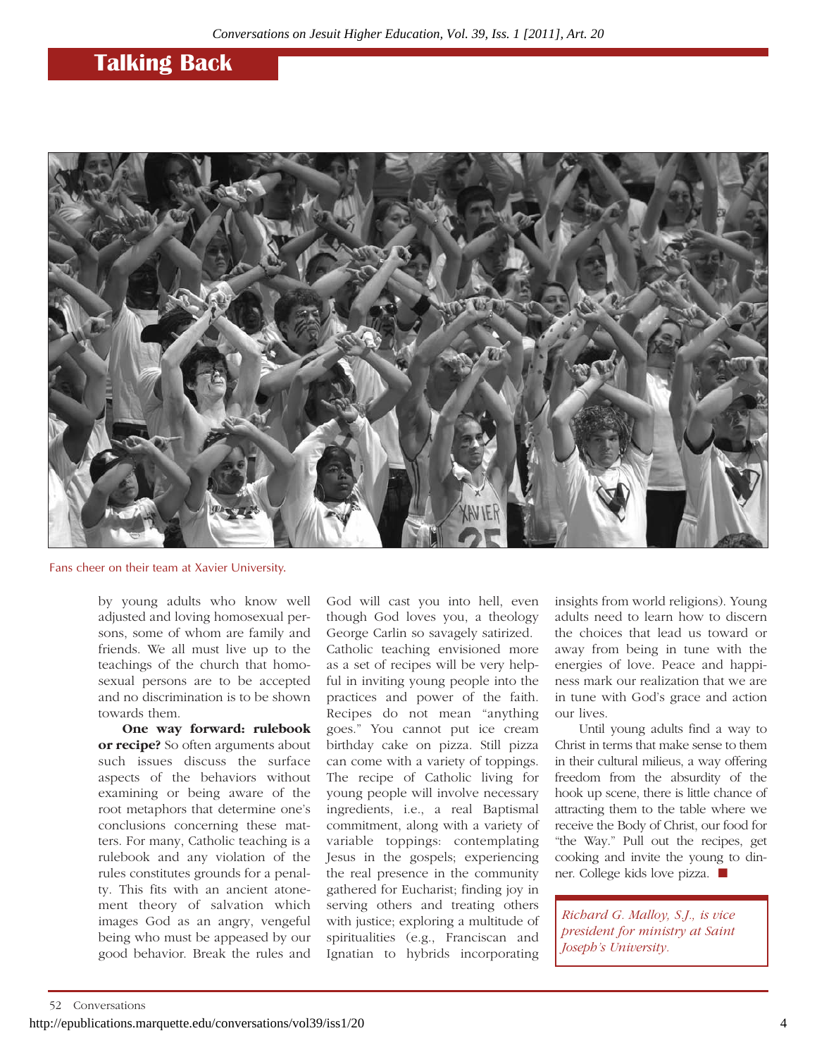Fans cheer on their team at Xavier University.

by young adults who know well adjusted and loving homosexual persons, some of whom are family and friends. We all must live up to the teachings of the church that homosexual persons are to be accepted and no discrimination is to be shown towards them.

**One way forward: rulebook or recipe?** So often arguments about such issues discuss the surface aspects of the behaviors without examining or being aware of the root metaphors that determine one's conclusions concerning these matters. For many, Catholic teaching is a rulebook and any violation of the rules constitutes grounds for a penalty. This fits with an ancient atonement theory of salvation which images God as an angry, vengeful being who must be appeased by our good behavior. Break the rules and God will cast you into hell, even though God loves you, a theology George Carlin so savagely satirized. Catholic teaching envisioned more as a set of recipes will be very helpful in inviting young people into the practices and power of the faith. Recipes do not mean "anything goes." You cannot put ice cream birthday cake on pizza. Still pizza can come with a variety of toppings. The recipe of Catholic living for young people will involve necessary ingredients, i.e., a real Baptismal commitment, along with a variety of variable toppings: contemplating Jesus in the gospels; experiencing the real presence in the community gathered for Eucharist; finding joy in serving others and treating others with justice; exploring a multitude of spiritualities (e.g., Franciscan and Ignatian to hybrids incorporating insights from world religions). Young adults need to learn how to discern the choices that lead us toward or away from being in tune with the energies of love. Peace and happiness mark our realization that we are in tune with God's grace and action our lives.

Until young adults find a way to Christ in terms that make sense to them in their cultural milieus, a way offering freedom from the absurdity of the hook up scene, there is little chance of attracting them to the table where we receive the Body of Christ, our food for "the Way." Pull out the recipes, get cooking and invite the young to dinner. College kids love pizza. ■

*Richard G. Malloy, S.J., is vice president for ministry at Saint Joseph's University.*